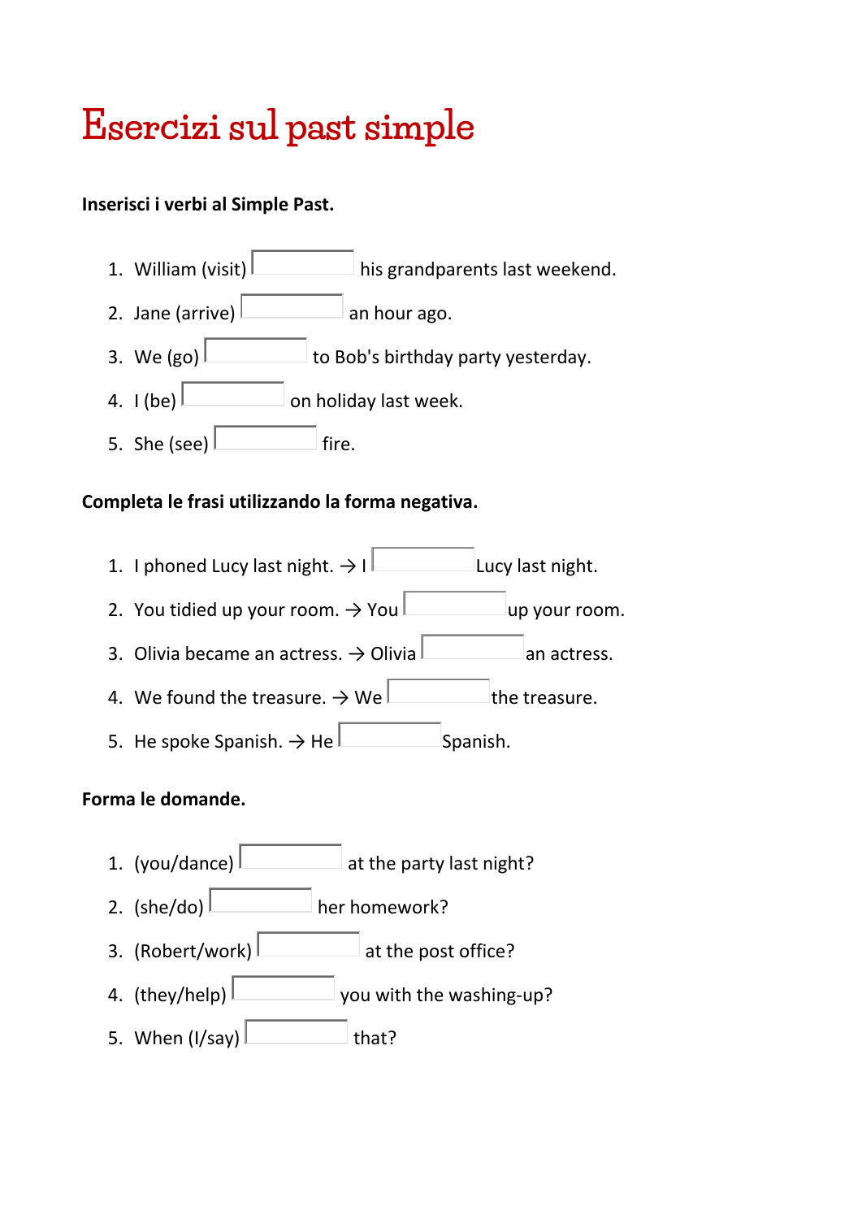# Esercizi sul past simple

**Inserisci i verbi al Simple Past.**

1. William (visit) ______ his grandparents last weekend.
2. Jane (arrive) ______ an hour ago.
3. We (go) ______ to Bob's birthday party yesterday.
4. I (be) ______ on holiday last week.
5. She (see) ______ fire.

**Completa le frasi utilizzando la forma negativa.**

1. I phoned Lucy last night. → I ______ Lucy last night.
2. You tidied up your room. → You ______ up your room.
3. Olivia became an actress. → Olivia ______ an actress.
4. We found the treasure. → We ______ the treasure.
5. He spoke Spanish. → He ______ Spanish.

**Forma le domande.**

1. (you/dance) ______ at the party last night?
2. (she/do) ______ her homework?
3. (Robert/work) ______ at the post office?
4. (they/help) ______ you with the washing-up?
5. When (I/say) ______ that?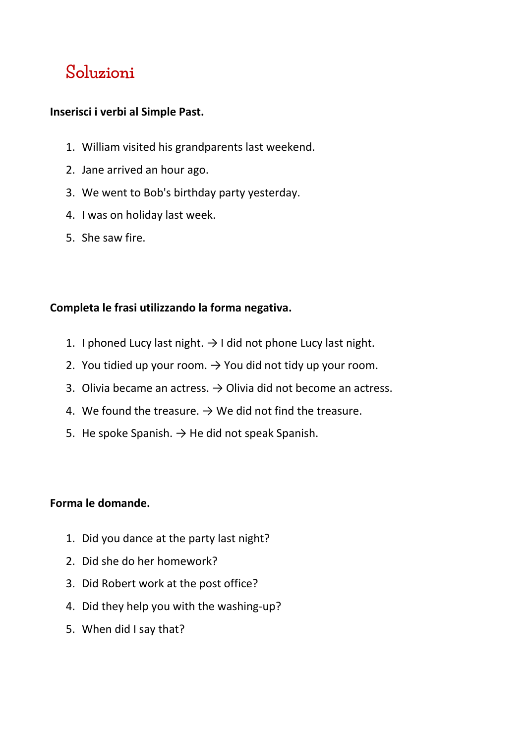# Soluzioni

**Inserisci i verbi al Simple Past.**

1. William visited his grandparents last weekend.
2. Jane arrived an hour ago.
3. We went to Bob's birthday party yesterday.
4. I was on holiday last week.
5. She saw fire.

**Completa le frasi utilizzando la forma negativa.**

1. I phoned Lucy last night. → I did not phone Lucy last night.
2. You tidied up your room. → You did not tidy up your room.
3. Olivia became an actress. → Olivia did not become an actress.
4. We found the treasure. → We did not find the treasure.
5. He spoke Spanish. → He did not speak Spanish.

**Forma le domande.**

1. Did you dance at the party last night?
2. Did she do her homework?
3. Did Robert work at the post office?
4. Did they help you with the washing-up?
5. When did I say that?